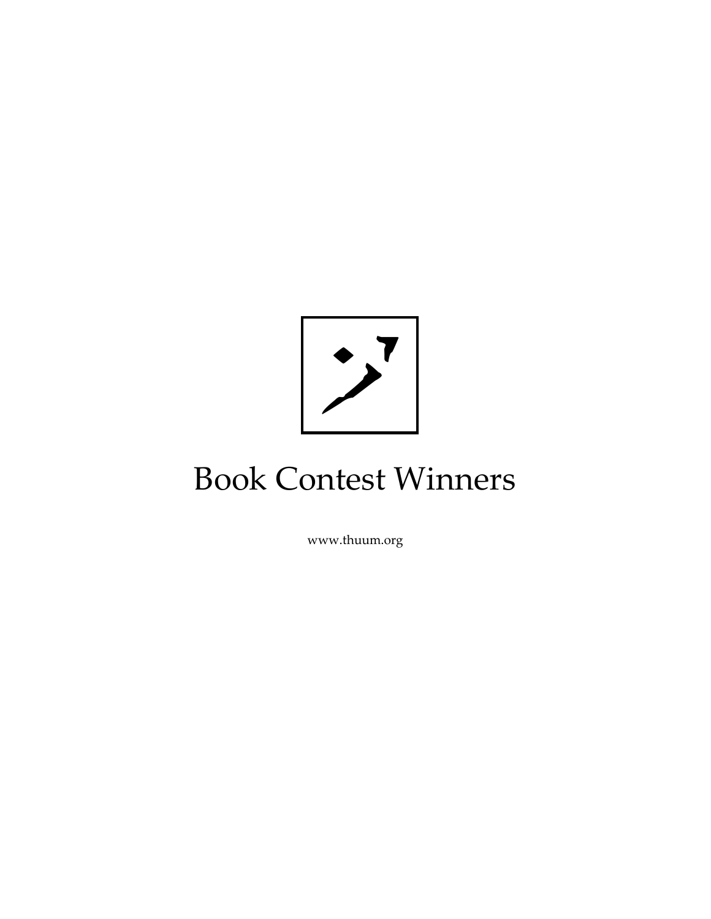# Book Contest Winners

www.thuum.org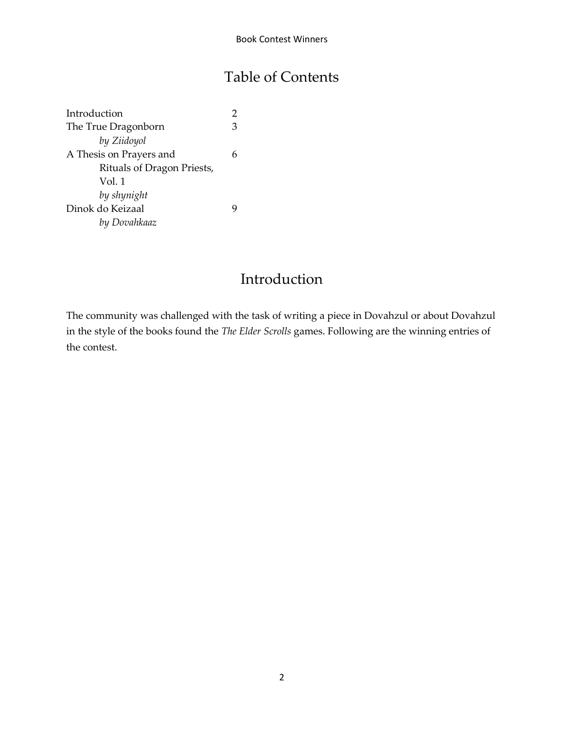# Table of Contents

| | |
|---|---|
| Introduction | 2 |
| The True Dragonborn<br>*by Ziidoyol* | 3 |
| A Thesis on Prayers and Rituals of Dragon Priests, Vol. 1<br>*by shynight* | 6 |
| Dinok do Keizaal<br>*by Dovahkaaz* | 9 |

# Introduction

The community was challenged with the task of writing a piece in Dovahzul or about Dovahzul in the style of the books found the *The Elder Scrolls* games. Following are the winning entries of the contest.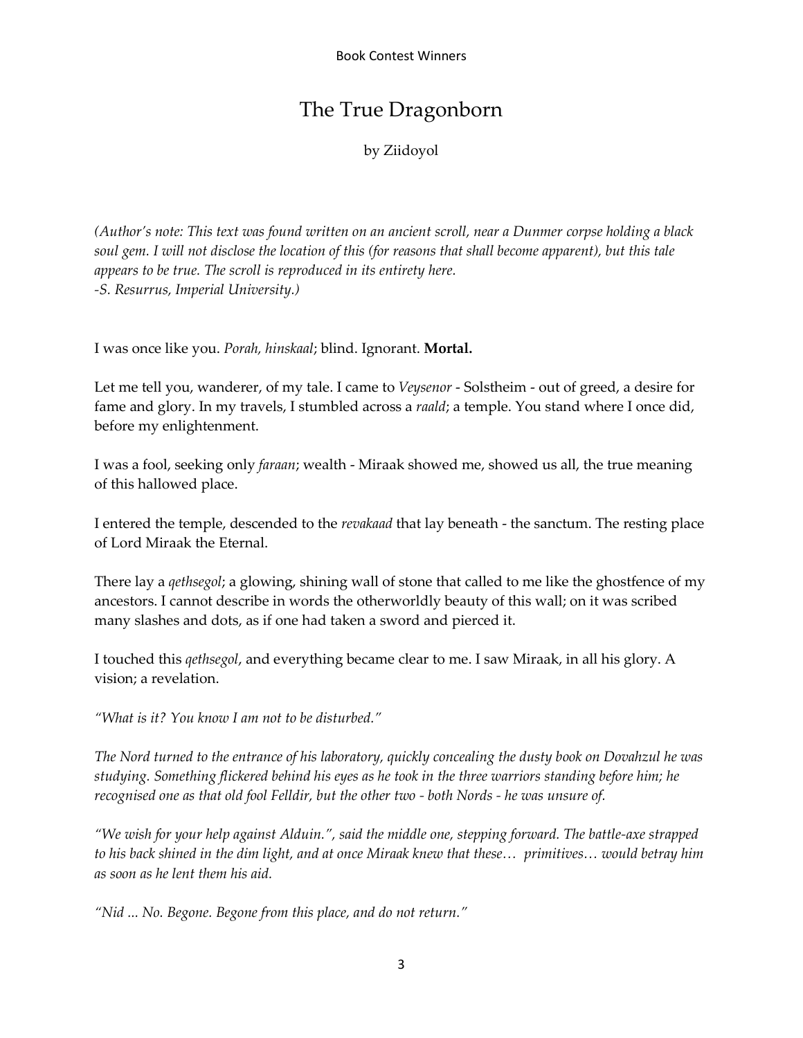# The True Dragonborn

by Ziidoyol

*(Author's note: This text was found written on an ancient scroll, near a Dunmer corpse holding a black soul gem. I will not disclose the location of this (for reasons that shall become apparent), but this tale appears to be true. The scroll is reproduced in its entirety here.*
*-S. Resurrus, Imperial University.)*

I was once like you. *Porah, hinskaal*; blind. Ignorant. **Mortal.**

Let me tell you, wanderer, of my tale. I came to *Veysenor* - Solstheim - out of greed, a desire for fame and glory. In my travels, I stumbled across a *raald*; a temple. You stand where I once did, before my enlightenment.

I was a fool, seeking only *faraan*; wealth - Miraak showed me, showed us all, the true meaning of this hallowed place.

I entered the temple, descended to the *revakaad* that lay beneath - the sanctum. The resting place of Lord Miraak the Eternal.

There lay a *qethsegol*; a glowing, shining wall of stone that called to me like the ghostfence of my ancestors. I cannot describe in words the otherworldly beauty of this wall; on it was scribed many slashes and dots, as if one had taken a sword and pierced it.

I touched this *qethsegol*, and everything became clear to me. I saw Miraak, in all his glory. A vision; a revelation.

*"What is it? You know I am not to be disturbed."*

*The Nord turned to the entrance of his laboratory, quickly concealing the dusty book on Dovahzul he was studying. Something flickered behind his eyes as he took in the three warriors standing before him; he recognised one as that old fool Felldir, but the other two - both Nords - he was unsure of.*

*"We wish for your help against Alduin.", said the middle one, stepping forward. The battle-axe strapped to his back shined in the dim light, and at once Miraak knew that these… primitives… would betray him as soon as he lent them his aid.*

*"Nid ... No. Begone. Begone from this place, and do not return."*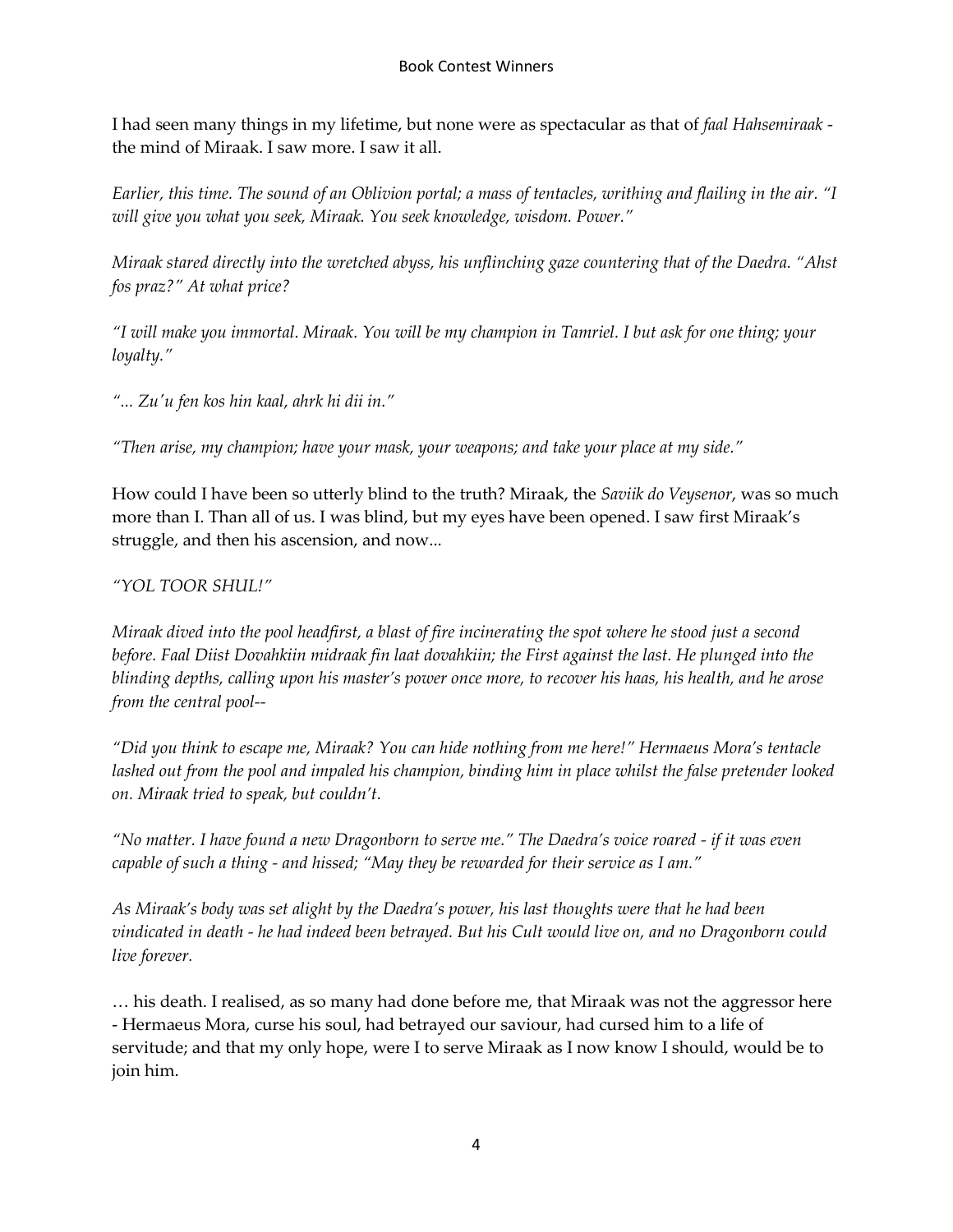I had seen many things in my lifetime, but none were as spectacular as that of *faal Hahsemiraak* - the mind of Miraak. I saw more. I saw it all.

*Earlier, this time. The sound of an Oblivion portal; a mass of tentacles, writhing and flailing in the air. "I will give you what you seek, Miraak. You seek knowledge, wisdom. Power."*

*Miraak stared directly into the wretched abyss, his unflinching gaze countering that of the Daedra. "Ahst fos praz?" At what price?*

*"I will make you immortal. Miraak. You will be my champion in Tamriel. I but ask for one thing; your loyalty."*

*"... Zu'u fen kos hin kaal, ahrk hi dii in."*

*"Then arise, my champion; have your mask, your weapons; and take your place at my side."*

How could I have been so utterly blind to the truth? Miraak, the *Saviik do Veysenor*, was so much more than I. Than all of us. I was blind, but my eyes have been opened. I saw first Miraak's struggle, and then his ascension, and now...

*"YOL TOOR SHUL!"*

*Miraak dived into the pool headfirst, a blast of fire incinerating the spot where he stood just a second before. Faal Diist Dovahkiin midraak fin laat dovahkiin; the First against the last. He plunged into the blinding depths, calling upon his master's power once more, to recover his haas, his health, and he arose from the central pool--*

*"Did you think to escape me, Miraak? You can hide nothing from me here!" Hermaeus Mora's tentacle lashed out from the pool and impaled his champion, binding him in place whilst the false pretender looked on. Miraak tried to speak, but couldn't.*

*"No matter. I have found a new Dragonborn to serve me." The Daedra's voice roared - if it was even capable of such a thing - and hissed; "May they be rewarded for their service as I am."*

*As Miraak's body was set alight by the Daedra's power, his last thoughts were that he had been vindicated in death - he had indeed been betrayed. But his Cult would live on, and no Dragonborn could live forever.*

… his death. I realised, as so many had done before me, that Miraak was not the aggressor here - Hermaeus Mora, curse his soul, had betrayed our saviour, had cursed him to a life of servitude; and that my only hope, were I to serve Miraak as I now know I should, would be to join him.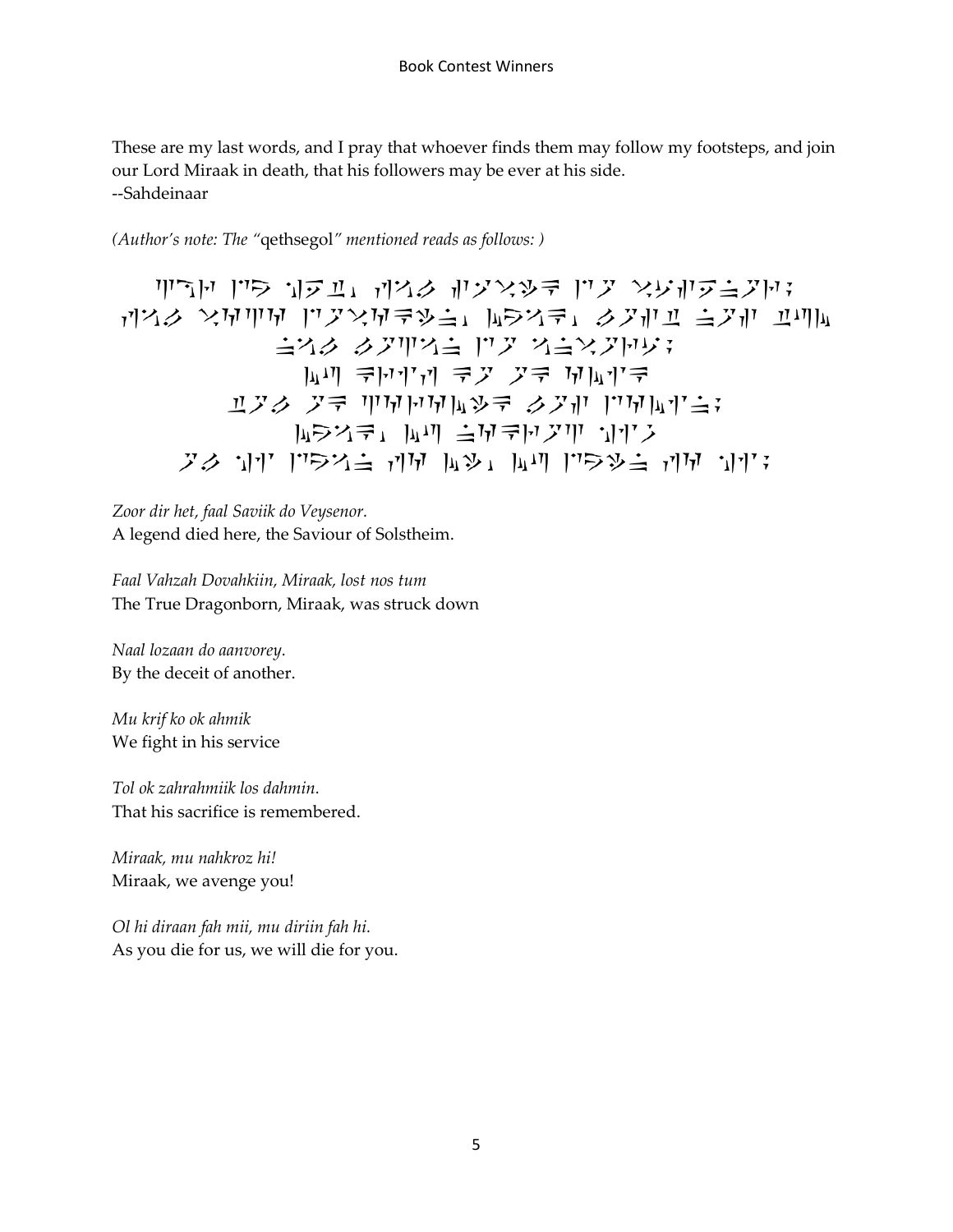These are my last words, and I pray that whoever finds them may follow my footsteps, and join our Lord Miraak in death, that his followers may be ever at his side.
--Sahdeinaar

*(Author's note: The "*qethsegol*" mentioned reads as follows: )*

*Zoor dir het, faal Saviik do Veysenor.*
A legend died here, the Saviour of Solstheim.

*Faal Vahzah Dovahkiin, Miraak, lost nos tum*
The True Dragonborn, Miraak, was struck down

*Naal lozaan do aanvorey.*
By the deceit of another.

*Mu krif ko ok ahmik*
We fight in his service

*Tol ok zahrahmiik los dahmin.*
That his sacrifice is remembered.

*Miraak, mu nahkroz hi!*
Miraak, we avenge you!

*Ol hi diraan fah mii, mu diriin fah hi.*
As you die for us, we will die for you.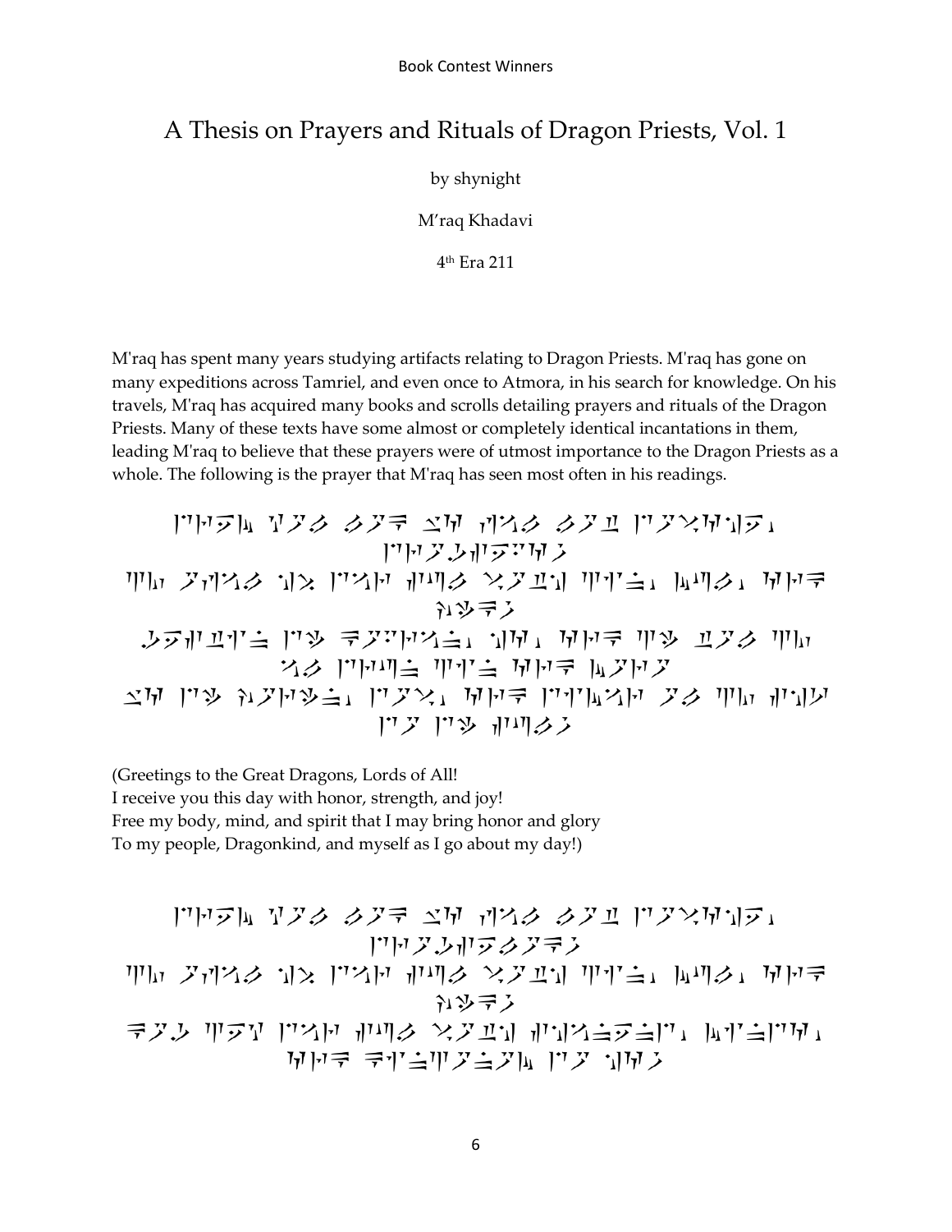# A Thesis on Prayers and Rituals of Dragon Priests, Vol. 1

by shynight

M'raq Khadavi

4th Era 211

M'raq has spent many years studying artifacts relating to Dragon Priests. M'raq has gone on many expeditions across Tamriel, and even once to Atmora, in his search for knowledge. On his travels, M'raq has acquired many books and scrolls detailing prayers and rituals of the Dragon Priests. Many of these texts have some almost or completely identical incantations in them, leading M'raq to believe that these prayers were of utmost importance to the Dragon Priests as a whole. The following is the prayer that M'raq has seen most often in his readings.

(Greetings to the Great Dragons, Lords of All!
I receive you this day with honor, strength, and joy!
Free my body, mind, and spirit that I may bring honor and glory
To my people, Dragonkind, and myself as I go about my day!)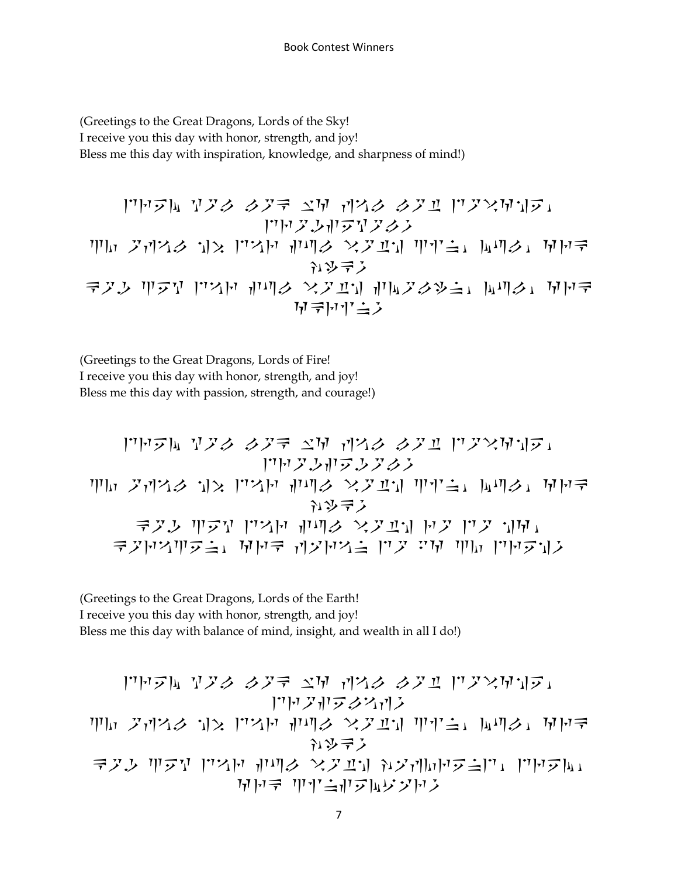(Greetings to the Great Dragons, Lords of the Sky!
I receive you this day with honor, strength, and joy!
Bless me this day with inspiration, knowledge, and sharpness of mind!)

(Greetings to the Great Dragons, Lords of Fire!
I receive you this day with honor, strength, and joy!
Bless me this day with passion, strength, and courage!)

(Greetings to the Great Dragons, Lords of the Earth!
I receive you this day with honor, strength, and joy!
Bless me this day with balance of mind, insight, and wealth in all I do!)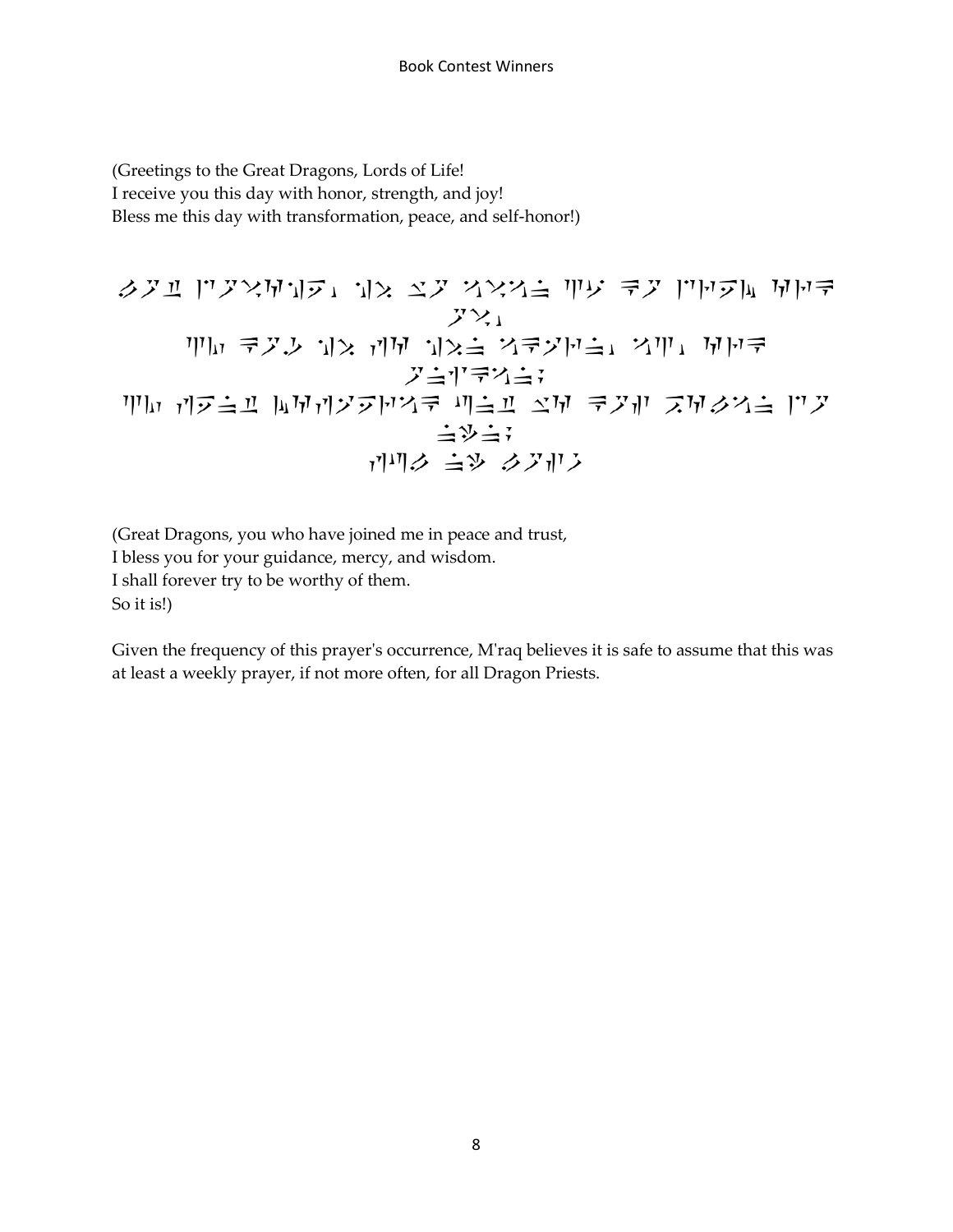(Greetings to the Great Dragons, Lords of Life!
I receive you this day with honor, strength, and joy!
Bless me this day with transformation, peace, and self-honor!)

(Great Dragons, you who have joined me in peace and trust,
I bless you for your guidance, mercy, and wisdom.
I shall forever try to be worthy of them.
So it is!)

Given the frequency of this prayer's occurrence, M'raq believes it is safe to assume that this was at least a weekly prayer, if not more often, for all Dragon Priests.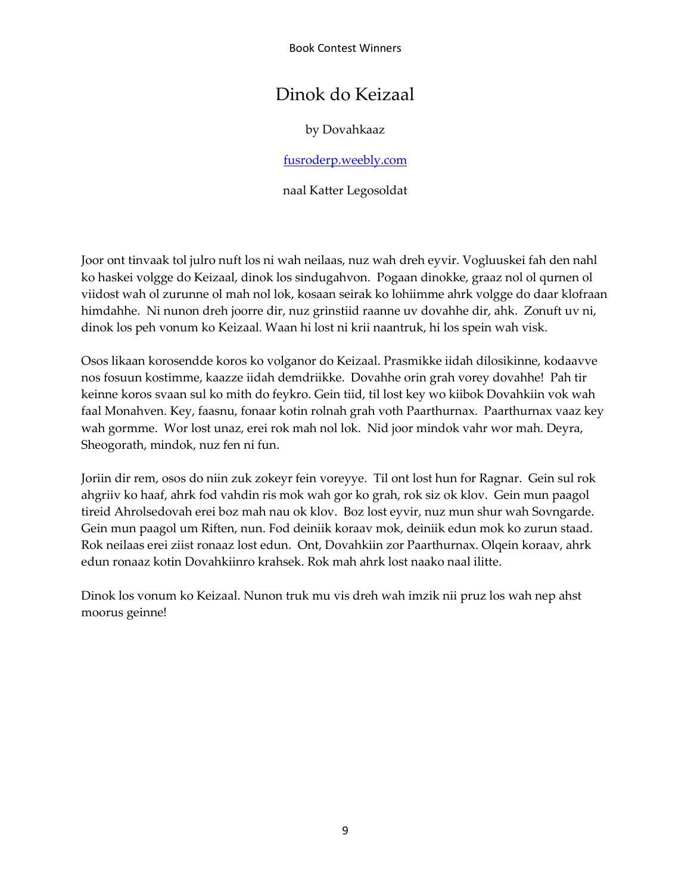# Dinok do Keizaal

by Dovahkaaz

[fusroderp.weebly.com](http://fusroderp.weebly.com)

naal Katter Legosoldat

Joor ont tinvaak tol julro nuft los ni wah neilaas, nuz wah dreh eyvir. Vogluuskei fah den nahl ko haskei volgge do Keizaal, dinok los sindugahvon. Pogaan dinokke, graaz nol ol qurnen ol viidost wah ol zurunne ol mah nol lok, kosaan seirak ko lohiimme ahrk volgge do daar klofraan himdahhe. Ni nunon dreh joorre dir, nuz grinstiid raanne uv dovahhe dir, ahk. Zonuft uv ni, dinok los peh vonum ko Keizaal. Waan hi lost ni krii naantruk, hi los spein wah visk.

Osos likaan korosendde koros ko volganor do Keizaal. Prasmikke iidah dilosikinne, kodaavve nos fosuun kostimme, kaazze iidah demdriikke. Dovahhe orin grah vorey dovahhe! Pah tir keinne koros svaan sul ko mith do feykro. Gein tiid, til lost key wo kiibok Dovahkiin vok wah faal Monahven. Key, faasnu, fonaar kotin rolnah grah voth Paarthurnax. Paarthurnax vaaz key wah gormme. Wor lost unaz, erei rok mah nol lok. Nid joor mindok vahr wor mah. Deyra, Sheogorath, mindok, nuz fen ni fun.

Joriin dir rem, osos do niin zuk zokeyr fein voreyye. Til ont lost hun for Ragnar. Gein sul rok ahgriiv ko haaf, ahrk fod vahdin ris mok wah gor ko grah, rok siz ok klov. Gein mun paagol tireid Ahrolsedovah erei boz mah nau ok klov. Boz lost eyvir, nuz mun shur wah Sovngarde. Gein mun paagol um Riften, nun. Fod deiniik koraav mok, deiniik edun mok ko zurun staad. Rok neilaas erei ziist ronaaz lost edun. Ont, Dovahkiin zor Paarthurnax. Olqein koraav, ahrk edun ronaaz kotin Dovahkiinro krahsek. Rok mah ahrk lost naako naal ilitte.

Dinok los vonum ko Keizaal. Nunon truk mu vis dreh wah imzik nii pruz los wah nep ahst moorus geinne!